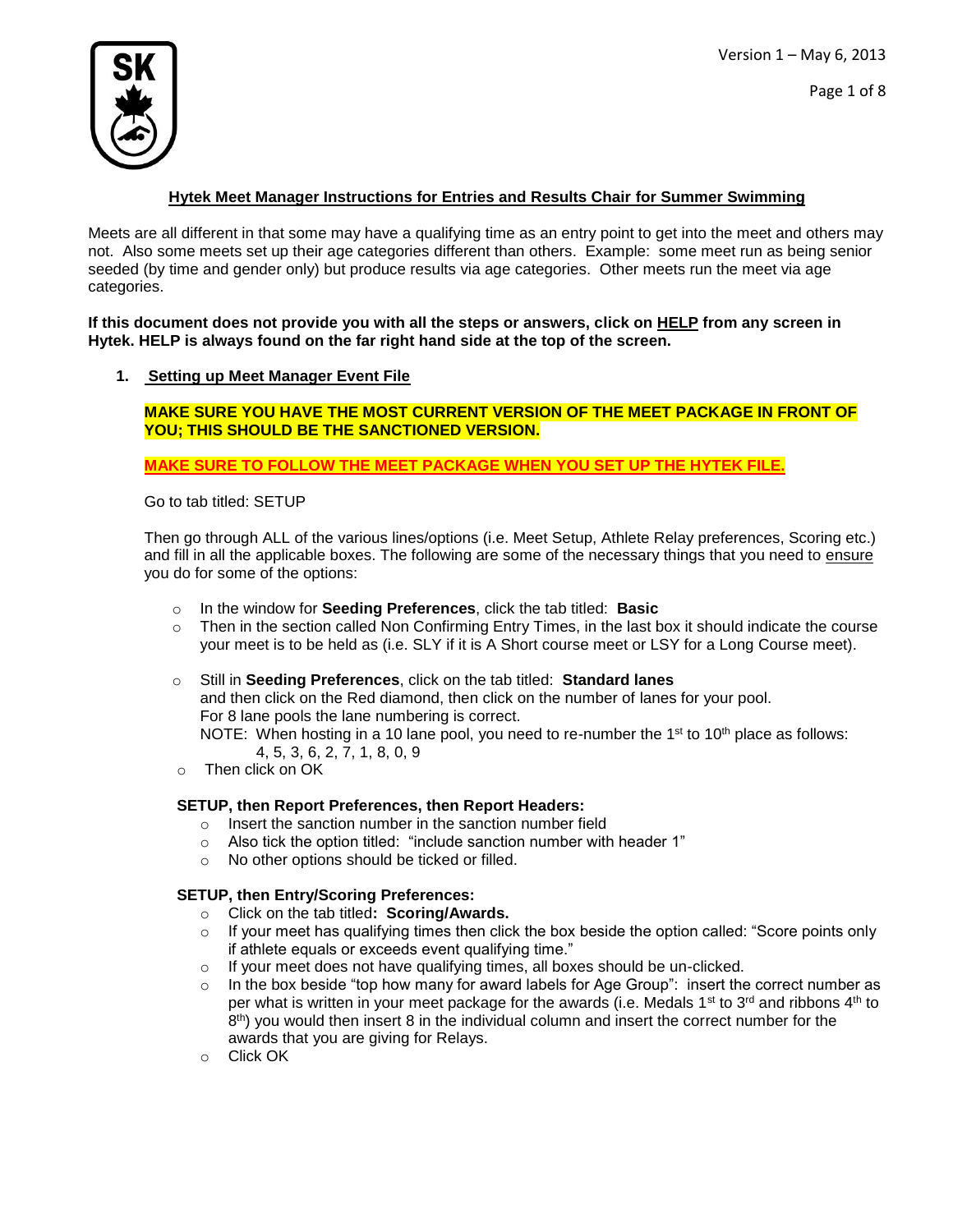# Hytek Meet Manager Instructions for Entries and Results Chair for Summer Swimming

Meets are all different in that some may have a qualifying time as an entry point to get into the meet and others may not. Also some meets set up their age categories different than others. Example: some meet run as being senior seeded (by time and gender only) but produce results via age categories. Other meets run the meet via age categories.

**If this document does not provide you with all the steps or answers, click on HELP from any screen in Hytek. HELP is always found on the far right hand side at the top of the screen.**

## 1. Setting up Meet Manager Event File

**MAKE SURE YOU HAVE THE MOST CURRENT VERSION OF THE MEET PACKAGE IN FRONT OF YOU; THIS SHOULD BE THE SANCTIONED VERSION.**

**MAKE SURE TO FOLLOW THE MEET PACKAGE WHEN YOU SET UP THE HYTEK FILE.**

Go to tab titled: SETUP

Then go through ALL of the various lines/options (i.e. Meet Setup, Athlete Relay preferences, Scoring etc.) and fill in all the applicable boxes. The following are some of the necessary things that you need to ensure you do for some of the options:

- In the window for **Seeding Preferences**, click the tab titled: **Basic**
- Then in the section called Non Confirming Entry Times, in the last box it should indicate the course your meet is to be held as (i.e. SLY if it is A Short course meet or LSY for a Long Course meet).
- Still in **Seeding Preferences**, click on the tab titled: **Standard lanes** and then click on the Red diamond, then click on the number of lanes for your pool. For 8 lane pools the lane numbering is correct.
  NOTE: When hosting in a 10 lane pool, you need to re-number the 1st to 10th place as follows:
  4, 5, 3, 6, 2, 7, 1, 8, 0, 9
- Then click on OK

**SETUP, then Report Preferences, then Report Headers:**

- Insert the sanction number in the sanction number field
- Also tick the option titled: "include sanction number with header 1"
- No other options should be ticked or filled.

**SETUP, then Entry/Scoring Preferences:**

- Click on the tab titled**: Scoring/Awards.**
- If your meet has qualifying times then click the box beside the option called: "Score points only if athlete equals or exceeds event qualifying time."
- If your meet does not have qualifying times, all boxes should be un-clicked.
- In the box beside "top how many for award labels for Age Group": insert the correct number as per what is written in your meet package for the awards (i.e. Medals 1st to 3rd and ribbons 4th to 8th) you would then insert 8 in the individual column and insert the correct number for the awards that you are giving for Relays.
- Click OK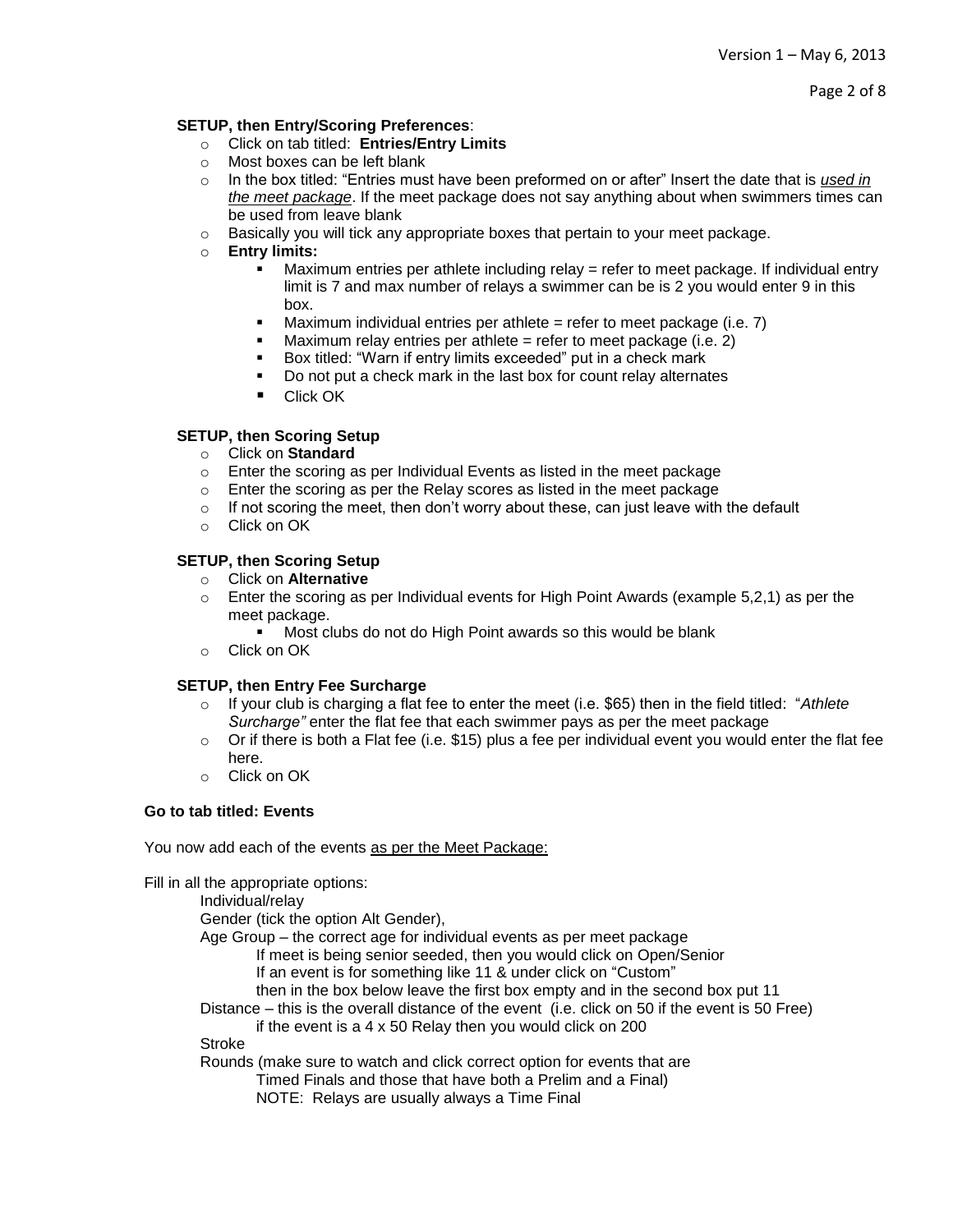**SETUP, then Entry/Scoring Preferences**:

- Click on tab titled: **Entries/Entry Limits**
- Most boxes can be left blank
- In the box titled: "Entries must have been preformed on or after" Insert the date that is *used in the meet package*. If the meet package does not say anything about when swimmers times can be used from leave blank
- Basically you will tick any appropriate boxes that pertain to your meet package.
- **Entry limits:**
  - Maximum entries per athlete including relay = refer to meet package. If individual entry limit is 7 and max number of relays a swimmer can be is 2 you would enter 9 in this box.
  - Maximum individual entries per athlete = refer to meet package (i.e. 7)
  - Maximum relay entries per athlete = refer to meet package (i.e. 2)
  - Box titled: "Warn if entry limits exceeded" put in a check mark
  - Do not put a check mark in the last box for count relay alternates
  - Click OK

**SETUP, then Scoring Setup**

- Click on **Standard**
- Enter the scoring as per Individual Events as listed in the meet package
- Enter the scoring as per the Relay scores as listed in the meet package
- If not scoring the meet, then don't worry about these, can just leave with the default
- Click on OK

**SETUP, then Scoring Setup**

- Click on **Alternative**
- Enter the scoring as per Individual events for High Point Awards (example 5,2,1) as per the meet package.
  - Most clubs do not do High Point awards so this would be blank
- Click on OK

**SETUP, then Entry Fee Surcharge**

- If your club is charging a flat fee to enter the meet (i.e. $65) then in the field titled: "*Athlete Surcharge"* enter the flat fee that each swimmer pays as per the meet package
- Or if there is both a Flat fee (i.e. $15) plus a fee per individual event you would enter the flat fee here.
- Click on OK

**Go to tab titled: Events**

You now add each of the events as per the Meet Package:

Fill in all the appropriate options:

Individual/relay
Gender (tick the option Alt Gender),
Age Group – the correct age for individual events as per meet package
- If meet is being senior seeded, then you would click on Open/Senior
- If an event is for something like 11 & under click on "Custom"
- then in the box below leave the first box empty and in the second box put 11

Distance – this is the overall distance of the event (i.e. click on 50 if the event is 50 Free)
- if the event is a 4 x 50 Relay then you would click on 200

Stroke
Rounds (make sure to watch and click correct option for events that are
- Timed Finals and those that have both a Prelim and a Final)
- NOTE: Relays are usually always a Time Final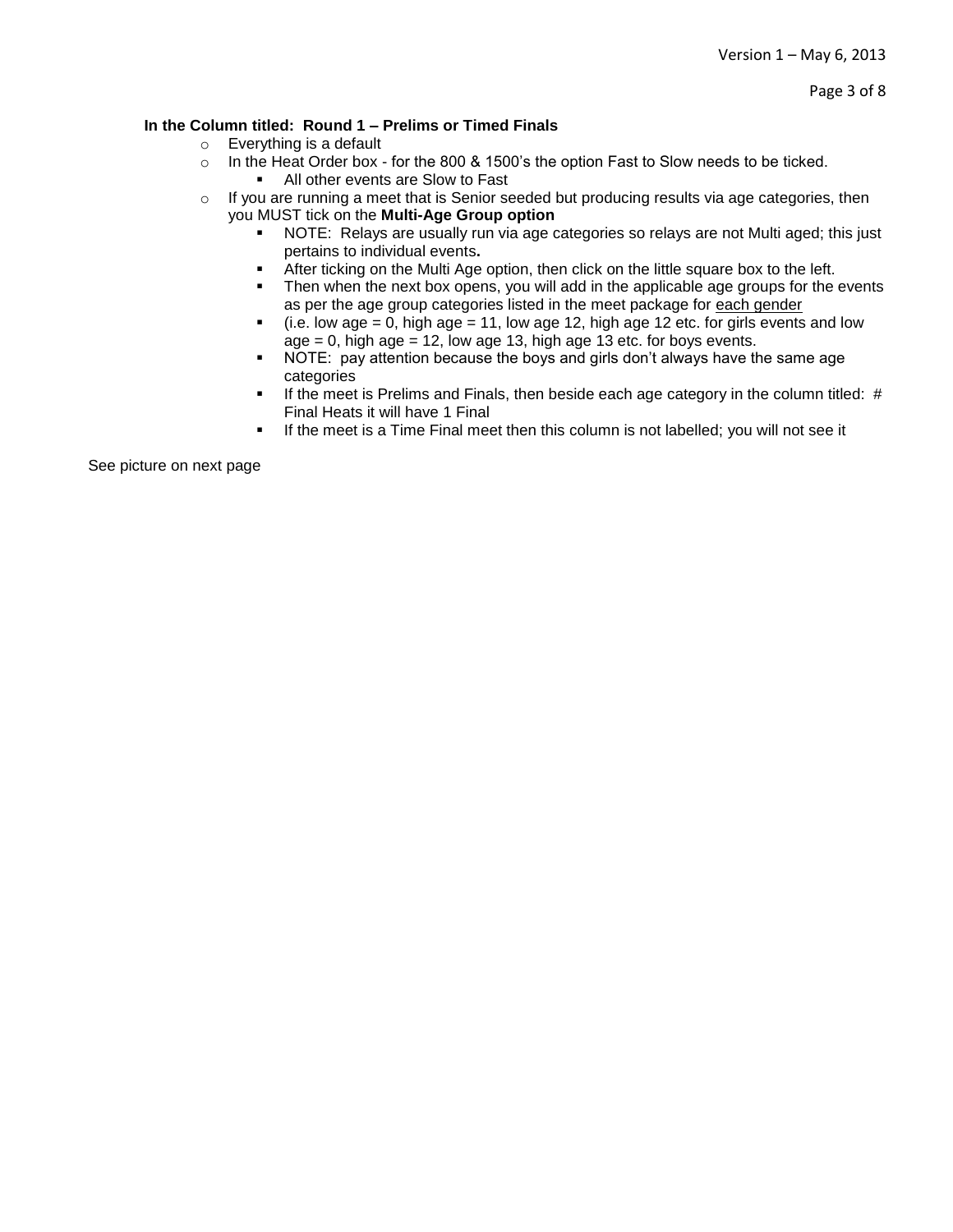**In the Column titled: Round 1 – Prelims or Timed Finals**

- Everything is a default
- In the Heat Order box - for the 800 & 1500's the option Fast to Slow needs to be ticked.
  - All other events are Slow to Fast
- If you are running a meet that is Senior seeded but producing results via age categories, then you MUST tick on the **Multi-Age Group option**
  - NOTE: Relays are usually run via age categories so relays are not Multi aged; this just pertains to individual events**.**
  - After ticking on the Multi Age option, then click on the little square box to the left.
  - Then when the next box opens, you will add in the applicable age groups for the events as per the age group categories listed in the meet package for <u>each gender</u>
  - (i.e. low age = 0, high age = 11, low age 12, high age 12 etc. for girls events and low age = 0, high age = 12, low age 13, high age 13 etc. for boys events.
  - NOTE: pay attention because the boys and girls don't always have the same age categories
  - If the meet is Prelims and Finals, then beside each age category in the column titled: # Final Heats it will have 1 Final
  - If the meet is a Time Final meet then this column is not labelled; you will not see it

See picture on next page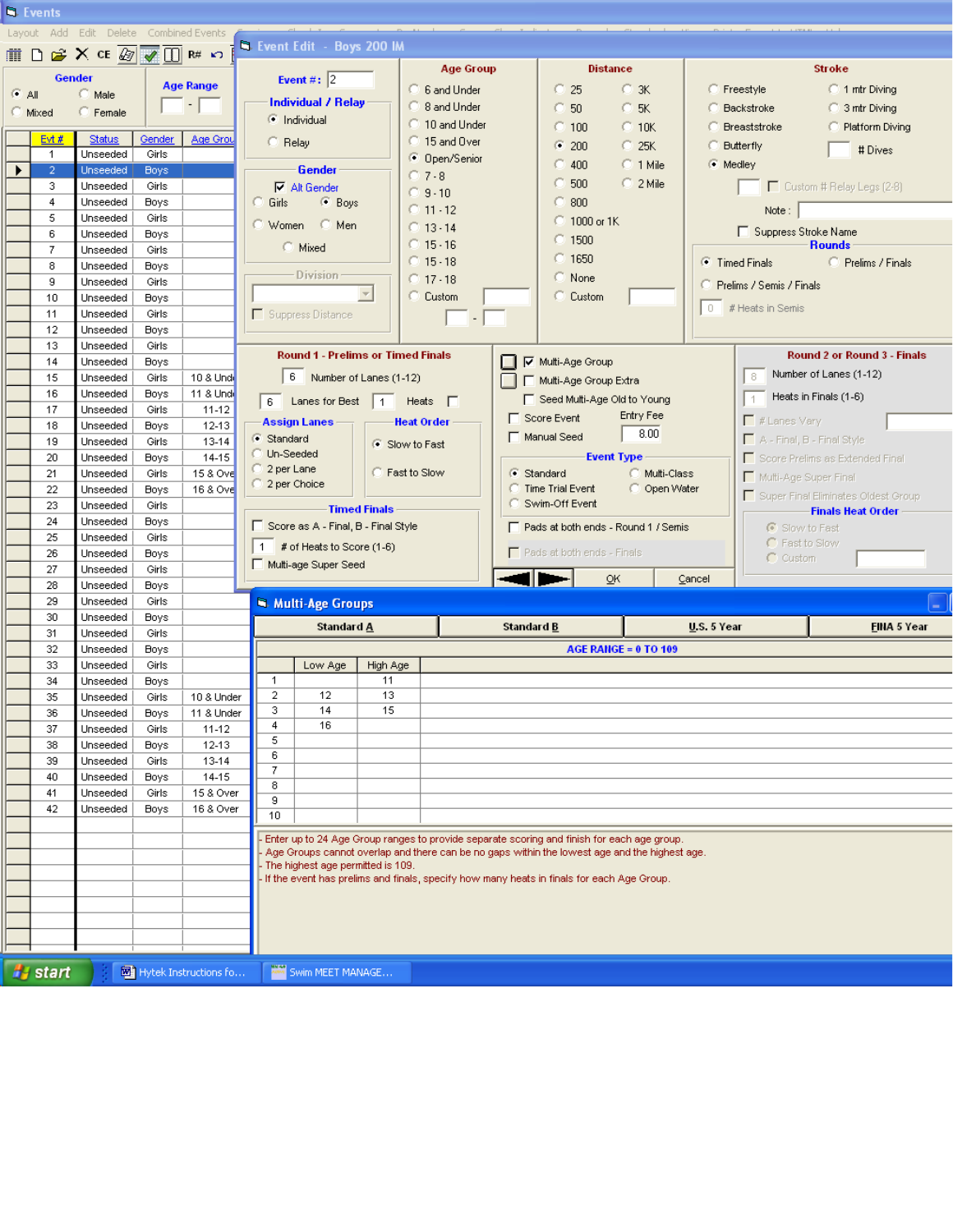Events

Layout Add Edit Delete Combined Events

**Gender**

- All
- Male
- Mixed
- Female

**Age Range**

| Evt # | Status | Gender | Age Group |
|---|---|---|---|
| 1 | Unseeded | Girls | |
| 2 | Unseeded | Boys | |
| 3 | Unseeded | Girls | |
| 4 | Unseeded | Boys | |
| 5 | Unseeded | Girls | |
| 6 | Unseeded | Boys | |
| 7 | Unseeded | Girls | |
| 8 | Unseeded | Boys | |
| 9 | Unseeded | Girls | |
| 10 | Unseeded | Boys | |
| 11 | Unseeded | Girls | |
| 12 | Unseeded | Boys | |
| 13 | Unseeded | Girls | |
| 14 | Unseeded | Boys | |
| 15 | Unseeded | Girls | 10 & Und |
| 16 | Unseeded | Boys | 11 & Und |
| 17 | Unseeded | Girls | 11-12 |
| 18 | Unseeded | Boys | 12-13 |
| 19 | Unseeded | Girls | 13-14 |
| 20 | Unseeded | Boys | 14-15 |
| 21 | Unseeded | Girls | 15 & Ove |
| 22 | Unseeded | Boys | 16 & Ove |
| 23 | Unseeded | Girls | |
| 24 | Unseeded | Boys | |
| 25 | Unseeded | Girls | |
| 26 | Unseeded | Boys | |
| 27 | Unseeded | Girls | |
| 28 | Unseeded | Boys | |
| 29 | Unseeded | Girls | |
| 30 | Unseeded | Boys | |
| 31 | Unseeded | Girls | |
| 32 | Unseeded | Boys | |
| 33 | Unseeded | Girls | |
| 34 | Unseeded | Boys | |
| 35 | Unseeded | Girls | 10 & Under |
| 36 | Unseeded | Boys | 11 & Under |
| 37 | Unseeded | Girls | 11-12 |
| 38 | Unseeded | Boys | 12-13 |
| 39 | Unseeded | Girls | 13-14 |
| 40 | Unseeded | Boys | 14-15 |
| 41 | Unseeded | Girls | 15 & Over |
| 42 | Unseeded | Boys | 16 & Over |

## Event Edit - Boys 200 IM

**Event #:** 2

**Individual / Relay**

- (•) Individual
- Relay

**Gender**

- [x] Alt Gender
- Girls
- (•) Boys
- Women
- Men
- Mixed

**Division**

- [ ] Suppress Distance

**Age Group**

- 6 and Under
- 8 and Under
- 10 and Under
- 15 and Over
- (•) Open/Senior
- 7 - 8
- 9 - 10
- 11 - 12
- 13 - 14
- 15 - 16
- 15 - 18
- 17 - 18
- Custom

**Distance**

- 25
- 50
- 100
- (•) 200
- 400
- 500
- 800
- 1000 or 1K
- 1500
- 1650
- None
- Custom
- 3K
- 5K
- 10K
- 25K
- 1 Mile
- 2 Mile

**Stroke**

- Freestyle
- Backstroke
- Breaststroke
- Butterfly
- (•) Medley
- 1 mtr Diving
- 3 mtr Diving
- Platform Diving
- # Dives
- [ ] Custom # Relay Legs (2-8)
- Note :
- [ ] Suppress Stroke Name

**Rounds**

- (•) Timed Finals
- Prelims / Finals
- Prelims / Semis / Finals
- 0 # Heats in Semis

**Round 1 - Prelims or Timed Finals**

- 6 Number of Lanes (1-12)
- 6 Lanes for Best
- 1 Heats [ ]

**Assign Lanes**

- (•) Standard
- Un-Seeded
- 2 per Lane
- 2 per Choice

**Heat Order**

- (•) Slow to Fast
- Fast to Slow

**Timed Finals**

- [ ] Score as A - Final, B - Final Style
- 1 # of Heats to Score (1-6)
- [ ] Multi-age Super Seed

- [x] Multi-Age Group
- [ ] Multi-Age Group Extra
- [ ] Seed Multi-Age Old to Young
- [ ] Score Event
- [ ] Manual Seed
- Entry Fee 8.00

**Event Type**

- (•) Standard
- Time Trial Event
- Swim-Off Event
- Multi-Class
- Open Water

- [ ] Pads at both ends - Round 1 / Semis
- [ ] Pads at both ends - Finals

OK Cancel

**Round 2 or Round 3 - Finals**

- 8 Number of Lanes (1-12)
- 1 Heats in Finals (1-6)
- [ ] # Lanes Vary
- [ ] A - Final, B - Final Style
- [ ] Score Prelims as Extended Final
- [ ] Multi-Age Super Final
- [ ] Super Final Eliminates Oldest Group

**Finals Heat Order**

- (•) Slow to Fast
- Fast to Slow
- Custom

## Multi-Age Groups

Standard A | Standard B | U.S. 5 Year | FINA 5 Year

**AGE RANGE = 0 TO 109**

| | Low Age | High Age |
|---|---|---|
| 1 | | 11 |
| 2 | 12 | 13 |
| 3 | 14 | 15 |
| 4 | 16 | |
| 5 | | |
| 6 | | |
| 7 | | |
| 8 | | |
| 9 | | |
| 10 | | |

- Enter up to 24 Age Group ranges to provide separate scoring and finish for each age group.
- Age Groups cannot overlap and there can be no gaps within the lowest age and the highest age.
- The highest age permitted is 109.
- If the event has prelims and finals, specify how many heats in finals for each Age Group.

start | Hytek Instructions fo... | Swim MEET MANAGE...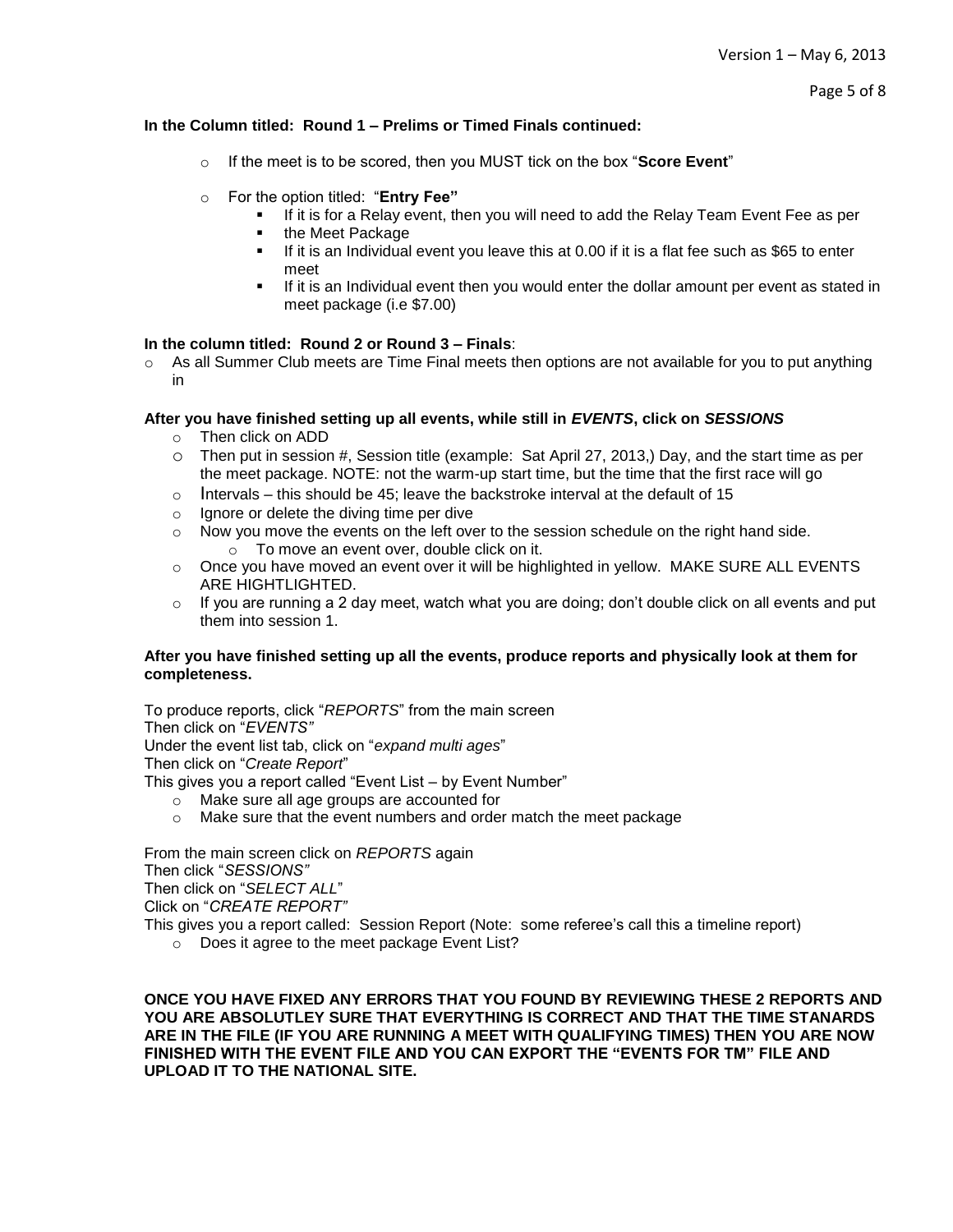**In the Column titled: Round 1 – Prelims or Timed Finals continued:**

- If the meet is to be scored, then you MUST tick on the box "**Score Event**"
- For the option titled: "**Entry Fee"**
  - If it is for a Relay event, then you will need to add the Relay Team Event Fee as per
  - the Meet Package
  - If it is an Individual event you leave this at 0.00 if it is a flat fee such as $65 to enter meet
  - If it is an Individual event then you would enter the dollar amount per event as stated in meet package (i.e $7.00)

**In the column titled: Round 2 or Round 3 – Finals**:

- As all Summer Club meets are Time Final meets then options are not available for you to put anything in

**After you have finished setting up all events, while still in *EVENTS*, click on *SESSIONS***

- Then click on ADD
- Then put in session #, Session title (example: Sat April 27, 2013,) Day, and the start time as per the meet package. NOTE: not the warm-up start time, but the time that the first race will go
- Intervals – this should be 45; leave the backstroke interval at the default of 15
- Ignore or delete the diving time per dive
- Now you move the events on the left over to the session schedule on the right hand side.
  - To move an event over, double click on it.
- Once you have moved an event over it will be highlighted in yellow. MAKE SURE ALL EVENTS ARE HIGHTLIGHTED.
- If you are running a 2 day meet, watch what you are doing; don't double click on all events and put them into session 1.

**After you have finished setting up all the events, produce reports and physically look at them for completeness.**

To produce reports, click "*REPORTS*" from the main screen
Then click on "*EVENTS"*
Under the event list tab, click on "*expand multi ages*"
Then click on "*Create Report*"
This gives you a report called "Event List – by Event Number"

- Make sure all age groups are accounted for
- Make sure that the event numbers and order match the meet package

From the main screen click on *REPORTS* again
Then click "*SESSIONS"*
Then click on "*SELECT ALL*"
Click on "*CREATE REPORT"*
This gives you a report called: Session Report (Note: some referee's call this a timeline report)

- Does it agree to the meet package Event List?

**ONCE YOU HAVE FIXED ANY ERRORS THAT YOU FOUND BY REVIEWING THESE 2 REPORTS AND YOU ARE ABSOLUTLEY SURE THAT EVERYTHING IS CORRECT AND THAT THE TIME STANARDS ARE IN THE FILE (IF YOU ARE RUNNING A MEET WITH QUALIFYING TIMES) THEN YOU ARE NOW FINISHED WITH THE EVENT FILE AND YOU CAN EXPORT THE "EVENTS FOR TM" FILE AND UPLOAD IT TO THE NATIONAL SITE.**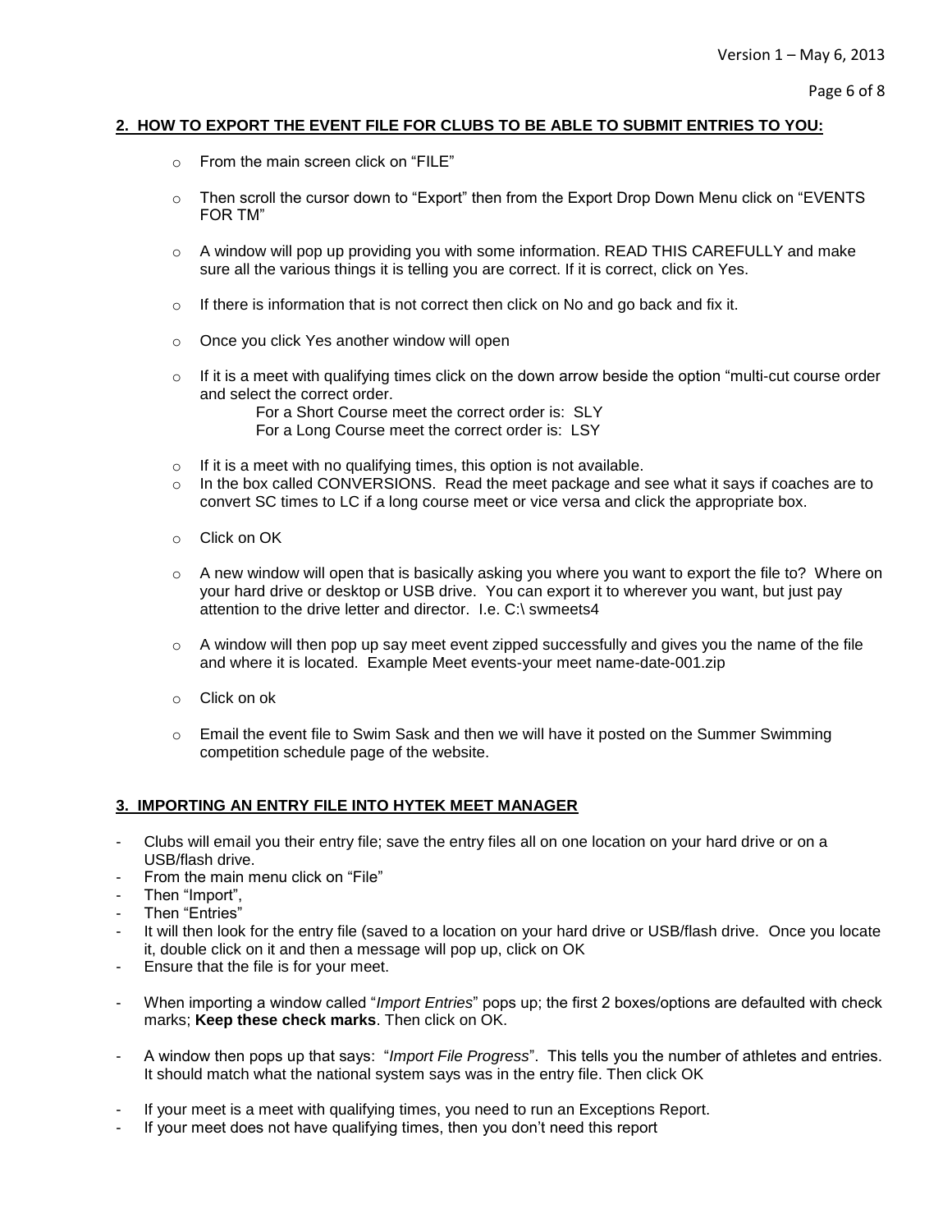## 2. HOW TO EXPORT THE EVENT FILE FOR CLUBS TO BE ABLE TO SUBMIT ENTRIES TO YOU:

- From the main screen click on "FILE"
- Then scroll the cursor down to "Export" then from the Export Drop Down Menu click on "EVENTS FOR TM"
- A window will pop up providing you with some information. READ THIS CAREFULLY and make sure all the various things it is telling you are correct. If it is correct, click on Yes.
- If there is information that is not correct then click on No and go back and fix it.
- Once you click Yes another window will open
- If it is a meet with qualifying times click on the down arrow beside the option "multi-cut course order and select the correct order.

  For a Short Course meet the correct order is: SLY  
  For a Long Course meet the correct order is: LSY

- If it is a meet with no qualifying times, this option is not available.
- In the box called CONVERSIONS. Read the meet package and see what it says if coaches are to convert SC times to LC if a long course meet or vice versa and click the appropriate box.
- Click on OK
- A new window will open that is basically asking you where you want to export the file to? Where on your hard drive or desktop or USB drive. You can export it to wherever you want, but just pay attention to the drive letter and director. I.e. C:\ swmeets4
- A window will then pop up say meet event zipped successfully and gives you the name of the file and where it is located. Example Meet events-your meet name-date-001.zip
- Click on ok
- Email the event file to Swim Sask and then we will have it posted on the Summer Swimming competition schedule page of the website.

## 3. IMPORTING AN ENTRY FILE INTO HYTEK MEET MANAGER

- Clubs will email you their entry file; save the entry files all on one location on your hard drive or on a USB/flash drive.
- From the main menu click on "File"
- Then "Import",
- Then "Entries"
- It will then look for the entry file (saved to a location on your hard drive or USB/flash drive. Once you locate it, double click on it and then a message will pop up, click on OK
- Ensure that the file is for your meet.
- When importing a window called "*Import Entries*" pops up; the first 2 boxes/options are defaulted with check marks; **Keep these check marks**. Then click on OK.
- A window then pops up that says: "*Import File Progress*". This tells you the number of athletes and entries. It should match what the national system says was in the entry file. Then click OK
- If your meet is a meet with qualifying times, you need to run an Exceptions Report.
- If your meet does not have qualifying times, then you don't need this report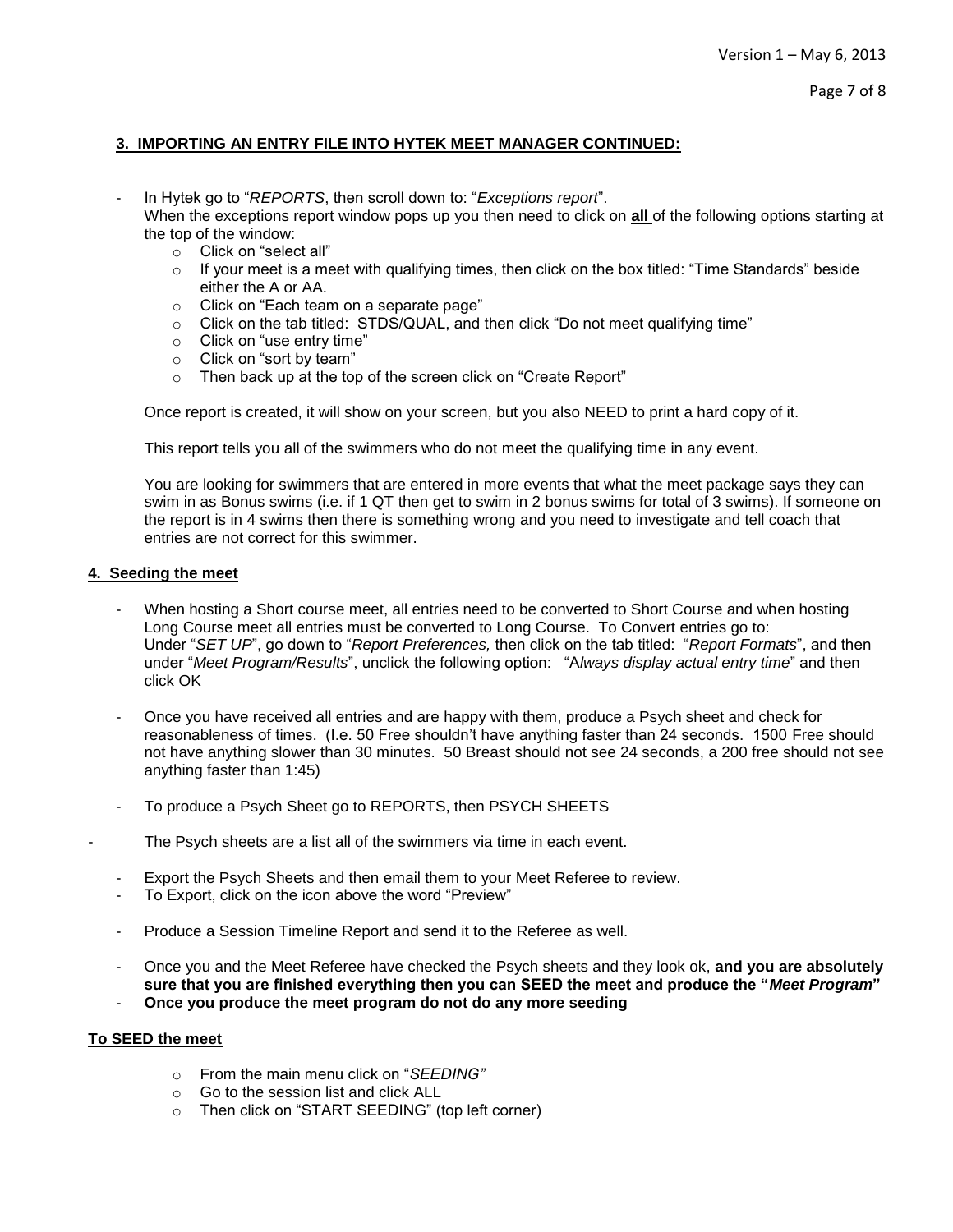### **3. IMPORTING AN ENTRY FILE INTO HYTEK MEET MANAGER CONTINUED:**

- In Hytek go to "*REPORTS*, then scroll down to: "*Exceptions report*".
  When the exceptions report window pops up you then need to click on **all** of the following options starting at the top of the window:
  - Click on "select all"
  - If your meet is a meet with qualifying times, then click on the box titled: "Time Standards" beside either the A or AA.
  - Click on "Each team on a separate page"
  - Click on the tab titled: STDS/QUAL, and then click "Do not meet qualifying time"
  - Click on "use entry time"
  - Click on "sort by team"
  - Then back up at the top of the screen click on "Create Report"

  Once report is created, it will show on your screen, but you also NEED to print a hard copy of it.

  This report tells you all of the swimmers who do not meet the qualifying time in any event.

  You are looking for swimmers that are entered in more events that what the meet package says they can swim in as Bonus swims (i.e. if 1 QT then get to swim in 2 bonus swims for total of 3 swims). If someone on the report is in 4 swims then there is something wrong and you need to investigate and tell coach that entries are not correct for this swimmer.

### **4. Seeding the meet**

- When hosting a Short course meet, all entries need to be converted to Short Course and when hosting Long Course meet all entries must be converted to Long Course. To Convert entries go to:
  Under "*SET UP*", go down to "*Report Preferences,* then click on the tab titled: "*Report Formats*", and then under "*Meet Program/Results*", unclick the following option: "A*lways display actual entry time*" and then click OK

- Once you have received all entries and are happy with them, produce a Psych sheet and check for reasonableness of times. (I.e. 50 Free shouldn't have anything faster than 24 seconds. 1500 Free should not have anything slower than 30 minutes. 50 Breast should not see 24 seconds, a 200 free should not see anything faster than 1:45)

- To produce a Psych Sheet go to REPORTS, then PSYCH SHEETS

- The Psych sheets are a list all of the swimmers via time in each event.

- Export the Psych Sheets and then email them to your Meet Referee to review.
- To Export, click on the icon above the word "Preview"

- Produce a Session Timeline Report and send it to the Referee as well.

- Once you and the Meet Referee have checked the Psych sheets and they look ok, **and you are absolutely sure that you are finished everything then you can SEED the meet and produce the "*Meet Program*"**
- **Once you produce the meet program do not do any more seeding**

### **To SEED the meet**

- From the main menu click on "*SEEDING"*
- Go to the session list and click ALL
- Then click on "START SEEDING" (top left corner)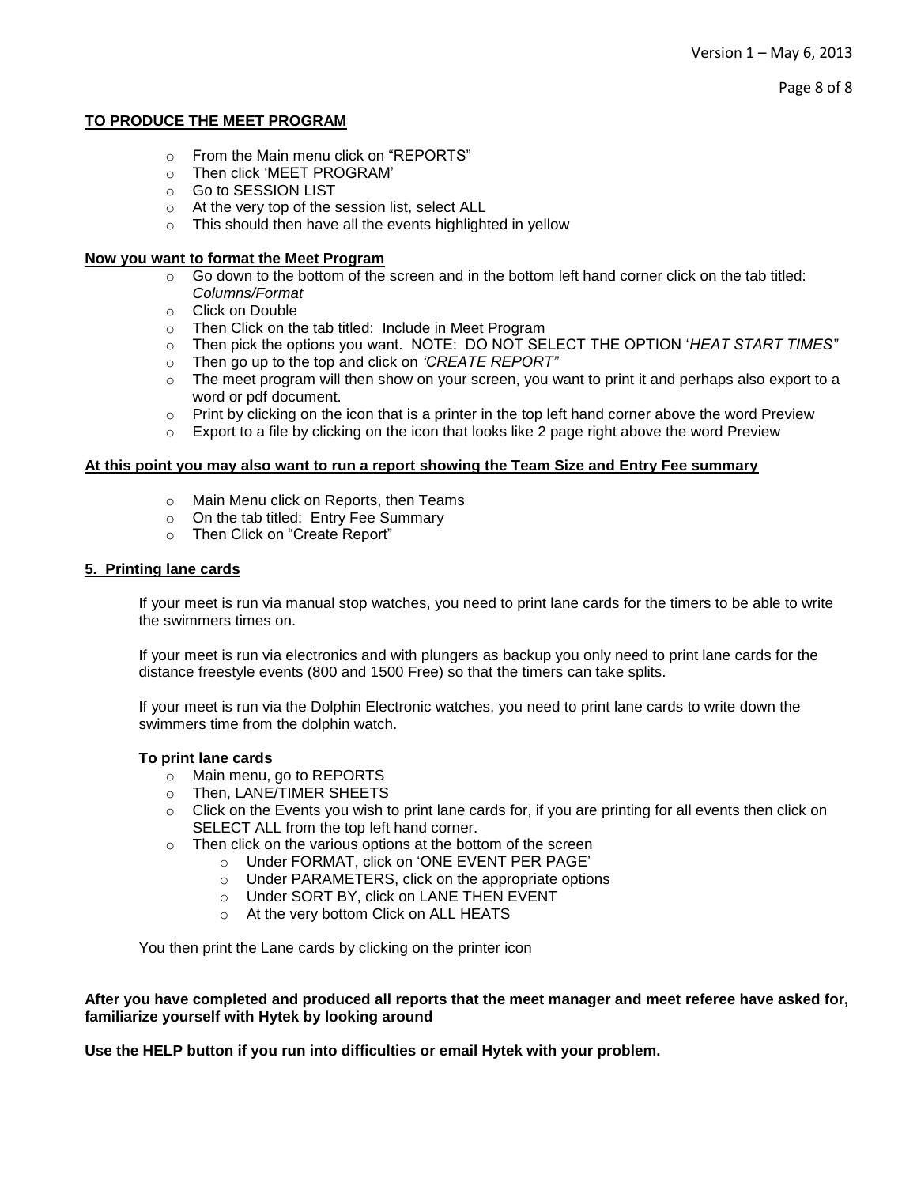**TO PRODUCE THE MEET PROGRAM**

- From the Main menu click on "REPORTS"
- Then click 'MEET PROGRAM'
- Go to SESSION LIST
- At the very top of the session list, select ALL
- This should then have all the events highlighted in yellow

**Now you want to format the Meet Program**

- Go down to the bottom of the screen and in the bottom left hand corner click on the tab titled: *Columns/Format*
- Click on Double
- Then Click on the tab titled: Include in Meet Program
- Then pick the options you want. NOTE: DO NOT SELECT THE OPTION '*HEAT START TIMES"*
- Then go up to the top and click on *'CREATE REPORT"*
- The meet program will then show on your screen, you want to print it and perhaps also export to a word or pdf document.
- Print by clicking on the icon that is a printer in the top left hand corner above the word Preview
- Export to a file by clicking on the icon that looks like 2 page right above the word Preview

**At this point you may also want to run a report showing the Team Size and Entry Fee summary**

- Main Menu click on Reports, then Teams
- On the tab titled: Entry Fee Summary
- Then Click on "Create Report"

**5. Printing lane cards**

If your meet is run via manual stop watches, you need to print lane cards for the timers to be able to write the swimmers times on.

If your meet is run via electronics and with plungers as backup you only need to print lane cards for the distance freestyle events (800 and 1500 Free) so that the timers can take splits.

If your meet is run via the Dolphin Electronic watches, you need to print lane cards to write down the swimmers time from the dolphin watch.

**To print lane cards**

- Main menu, go to REPORTS
- Then, LANE/TIMER SHEETS
- Click on the Events you wish to print lane cards for, if you are printing for all events then click on SELECT ALL from the top left hand corner.
- Then click on the various options at the bottom of the screen
  - Under FORMAT, click on 'ONE EVENT PER PAGE'
  - Under PARAMETERS, click on the appropriate options
  - Under SORT BY, click on LANE THEN EVENT
  - At the very bottom Click on ALL HEATS

You then print the Lane cards by clicking on the printer icon

**After you have completed and produced all reports that the meet manager and meet referee have asked for, familiarize yourself with Hytek by looking around**

**Use the HELP button if you run into difficulties or email Hytek with your problem.**